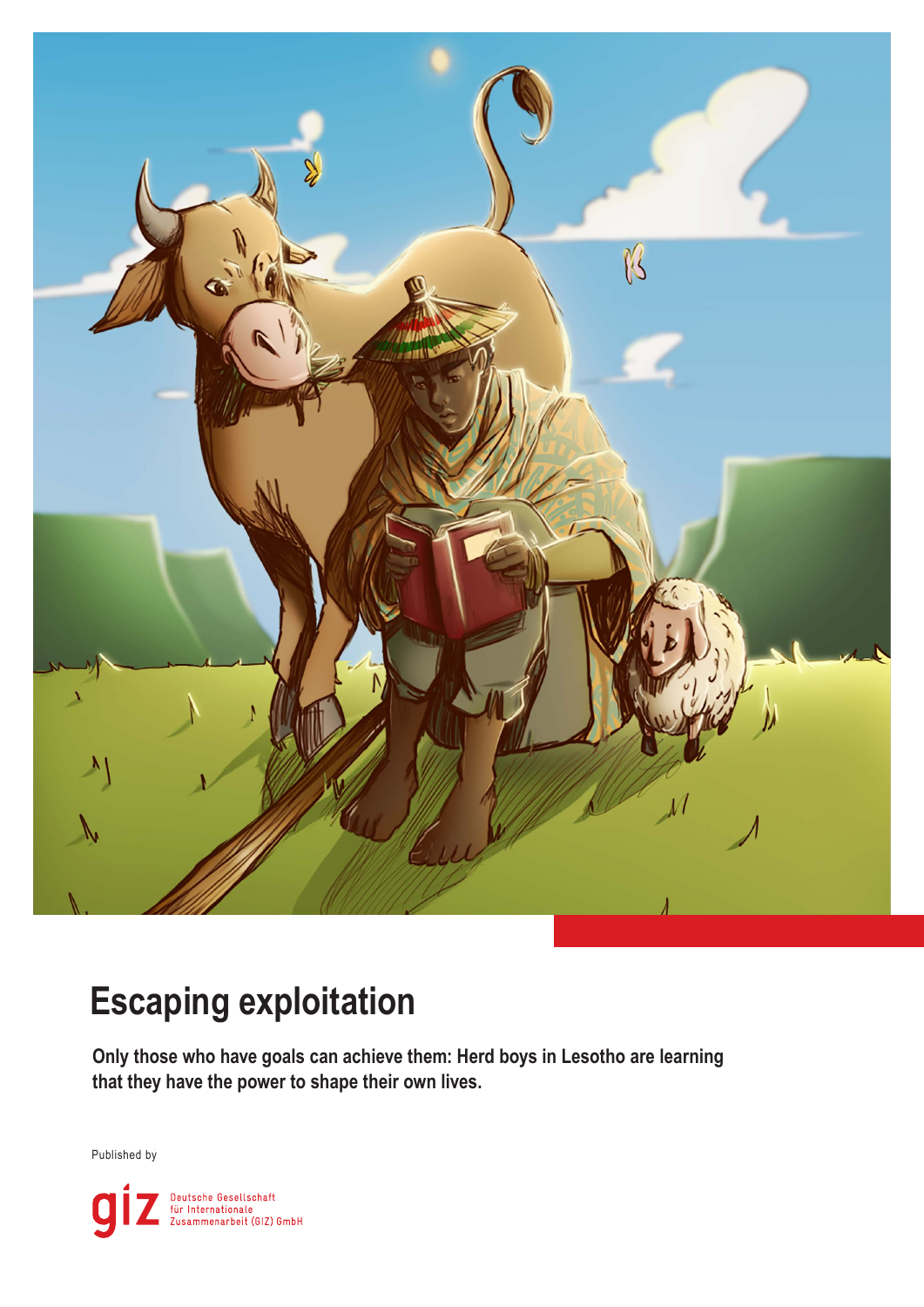# Escaping exploitation

**Only those who have goals can achieve them: Herd boys in Lesotho are learning that they have the power to shape their own lives.**

Published by

giz Deutsche Gesellschaft für Internationale Zusammenarbeit (GIZ) GmbH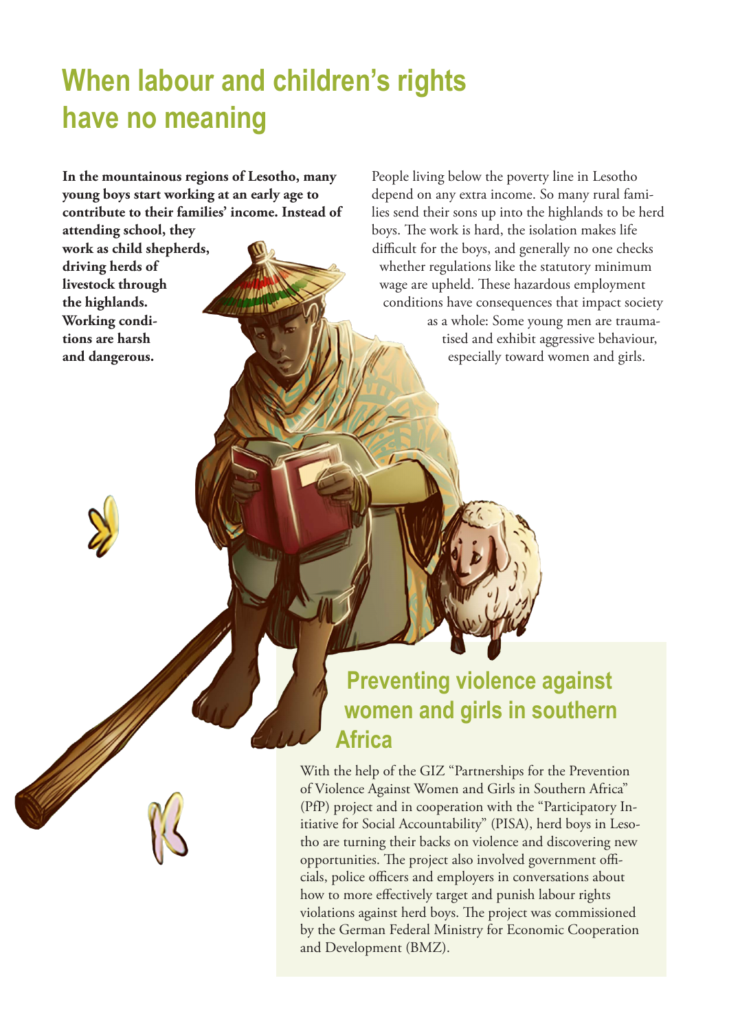# When labour and children's rights have no meaning

**In the mountainous regions of Lesotho, many young boys start working at an early age to contribute to their families' income. Instead of attending school, they work as child shepherds, driving herds of livestock through the highlands. Working conditions are harsh and dangerous.**

People living below the poverty line in Lesotho depend on any extra income. So many rural families send their sons up into the highlands to be herd boys. The work is hard, the isolation makes life difficult for the boys, and generally no one checks whether regulations like the statutory minimum wage are upheld. These hazardous employment conditions have consequences that impact society as a whole: Some young men are traumatised and exhibit aggressive behaviour, especially toward women and girls.

## Preventing violence against women and girls in southern Africa

With the help of the GIZ "Partnerships for the Prevention of Violence Against Women and Girls in Southern Africa" (PfP) project and in cooperation with the "Participatory Initiative for Social Accountability" (PISA), herd boys in Lesotho are turning their backs on violence and discovering new opportunities. The project also involved government officials, police officers and employers in conversations about how to more effectively target and punish labour rights violations against herd boys. The project was commissioned by the German Federal Ministry for Economic Cooperation and Development (BMZ).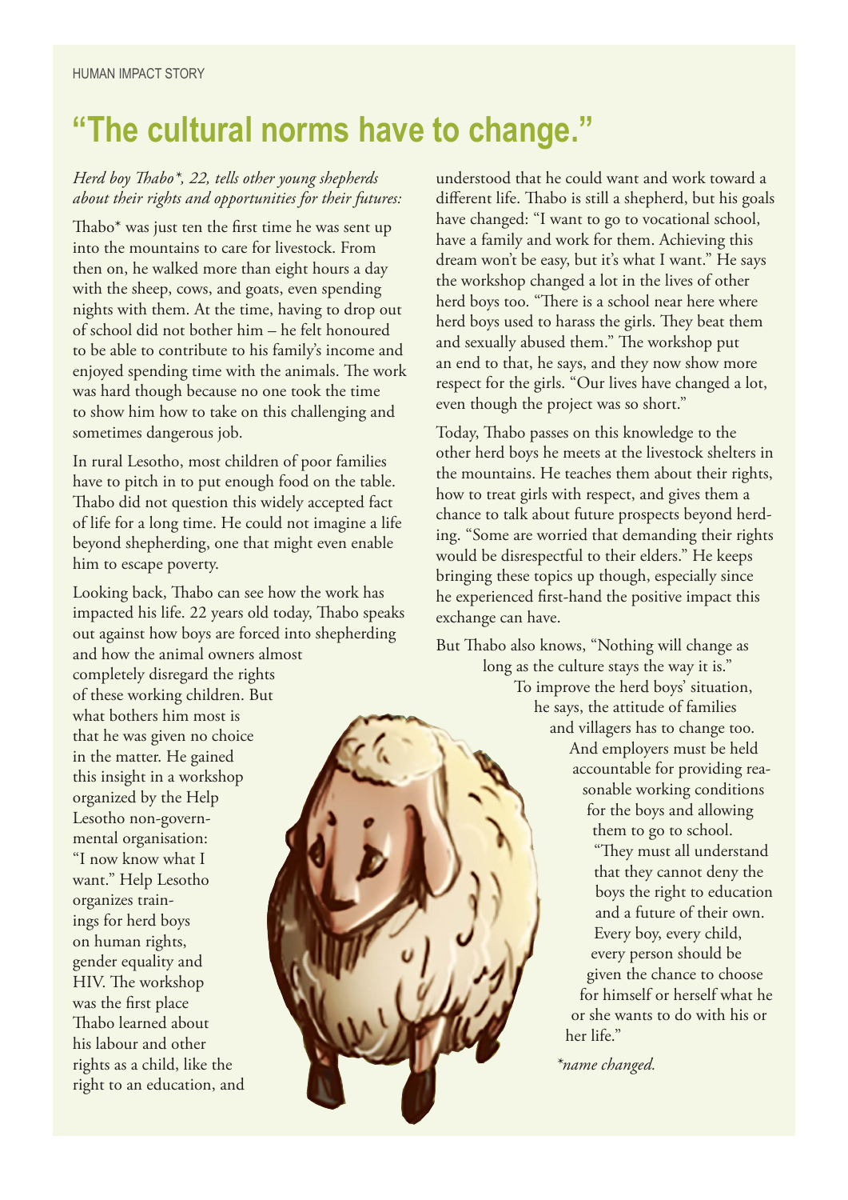HUMAN IMPACT STORY

# "The cultural norms have to change."

*Herd boy Thabo*, 22, tells other young shepherds about their rights and opportunities for their futures:*

Thabo* was just ten the first time he was sent up into the mountains to care for livestock. From then on, he walked more than eight hours a day with the sheep, cows, and goats, even spending nights with them. At the time, having to drop out of school did not bother him – he felt honoured to be able to contribute to his family's income and enjoyed spending time with the animals. The work was hard though because no one took the time to show him how to take on this challenging and sometimes dangerous job.

In rural Lesotho, most children of poor families have to pitch in to put enough food on the table. Thabo did not question this widely accepted fact of life for a long time. He could not imagine a life beyond shepherding, one that might even enable him to escape poverty.

Looking back, Thabo can see how the work has impacted his life. 22 years old today, Thabo speaks out against how boys are forced into shepherding and how the animal owners almost completely disregard the rights of these working children. But what bothers him most is that he was given no choice in the matter. He gained this insight in a workshop organized by the Help Lesotho non-governmental organisation: "I now know what I want." Help Lesotho organizes trainings for herd boys on human rights, gender equality and HIV. The workshop was the first place Thabo learned about his labour and other rights as a child, like the right to an education, and understood that he could want and work toward a different life. Thabo is still a shepherd, but his goals have changed: "I want to go to vocational school, have a family and work for them. Achieving this dream won't be easy, but it's what I want." He says the workshop changed a lot in the lives of other herd boys too. "There is a school near here where herd boys used to harass the girls. They beat them and sexually abused them." The workshop put an end to that, he says, and they now show more respect for the girls. "Our lives have changed a lot, even though the project was so short."

Today, Thabo passes on this knowledge to the other herd boys he meets at the livestock shelters in the mountains. He teaches them about their rights, how to treat girls with respect, and gives them a chance to talk about future prospects beyond herding. "Some are worried that demanding their rights would be disrespectful to their elders." He keeps bringing these topics up though, especially since he experienced first-hand the positive impact this exchange can have.

But Thabo also knows, "Nothing will change as long as the culture stays the way it is." To improve the herd boys' situation, he says, the attitude of families and villagers has to change too. And employers must be held accountable for providing reasonable working conditions for the boys and allowing them to go to school. "They must all understand that they cannot deny the boys the right to education and a future of their own. Every boy, every child, every person should be given the chance to choose for himself or herself what he or she wants to do with his or her life."

*\*name changed.*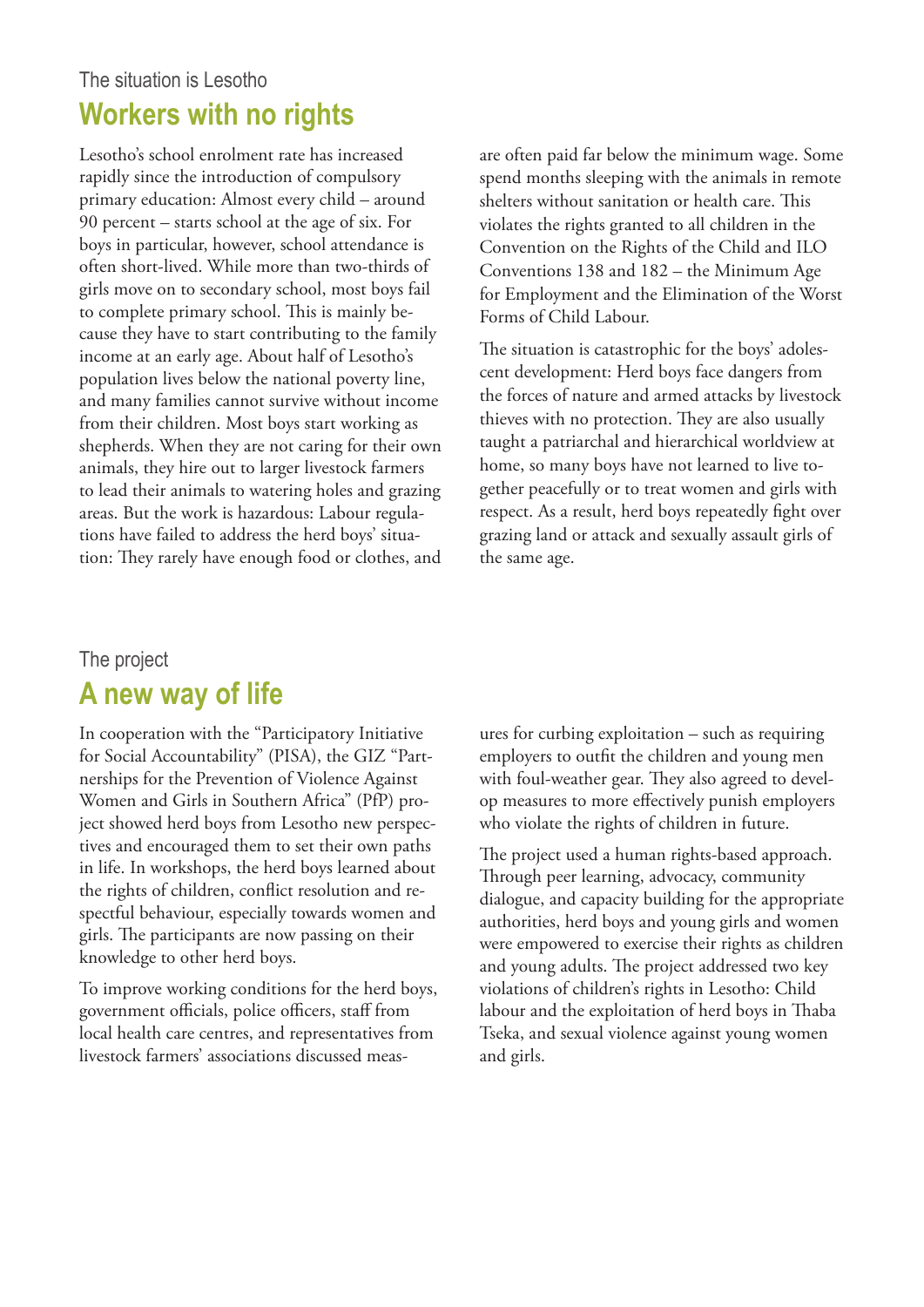The situation is Lesotho

## Workers with no rights

Lesotho's school enrolment rate has increased rapidly since the introduction of compulsory primary education: Almost every child – around 90 percent – starts school at the age of six. For boys in particular, however, school attendance is often short-lived. While more than two-thirds of girls move on to secondary school, most boys fail to complete primary school. This is mainly because they have to start contributing to the family income at an early age. About half of Lesotho's population lives below the national poverty line, and many families cannot survive without income from their children. Most boys start working as shepherds. When they are not caring for their own animals, they hire out to larger livestock farmers to lead their animals to watering holes and grazing areas. But the work is hazardous: Labour regulations have failed to address the herd boys' situation: They rarely have enough food or clothes, and are often paid far below the minimum wage. Some spend months sleeping with the animals in remote shelters without sanitation or health care. This violates the rights granted to all children in the Convention on the Rights of the Child and ILO Conventions 138 and 182 – the Minimum Age for Employment and the Elimination of the Worst Forms of Child Labour.

The situation is catastrophic for the boys' adolescent development: Herd boys face dangers from the forces of nature and armed attacks by livestock thieves with no protection. They are also usually taught a patriarchal and hierarchical worldview at home, so many boys have not learned to live together peacefully or to treat women and girls with respect. As a result, herd boys repeatedly fight over grazing land or attack and sexually assault girls of the same age.

The project

## A new way of life

In cooperation with the "Participatory Initiative for Social Accountability" (PISA), the GIZ "Partnerships for the Prevention of Violence Against Women and Girls in Southern Africa" (PfP) project showed herd boys from Lesotho new perspectives and encouraged them to set their own paths in life. In workshops, the herd boys learned about the rights of children, conflict resolution and respectful behaviour, especially towards women and girls. The participants are now passing on their knowledge to other herd boys.

To improve working conditions for the herd boys, government officials, police officers, staff from local health care centres, and representatives from livestock farmers' associations discussed measures for curbing exploitation – such as requiring employers to outfit the children and young men with foul-weather gear. They also agreed to develop measures to more effectively punish employers who violate the rights of children in future.

The project used a human rights-based approach. Through peer learning, advocacy, community dialogue, and capacity building for the appropriate authorities, herd boys and young girls and women were empowered to exercise their rights as children and young adults. The project addressed two key violations of children's rights in Lesotho: Child labour and the exploitation of herd boys in Thaba Tseka, and sexual violence against young women and girls.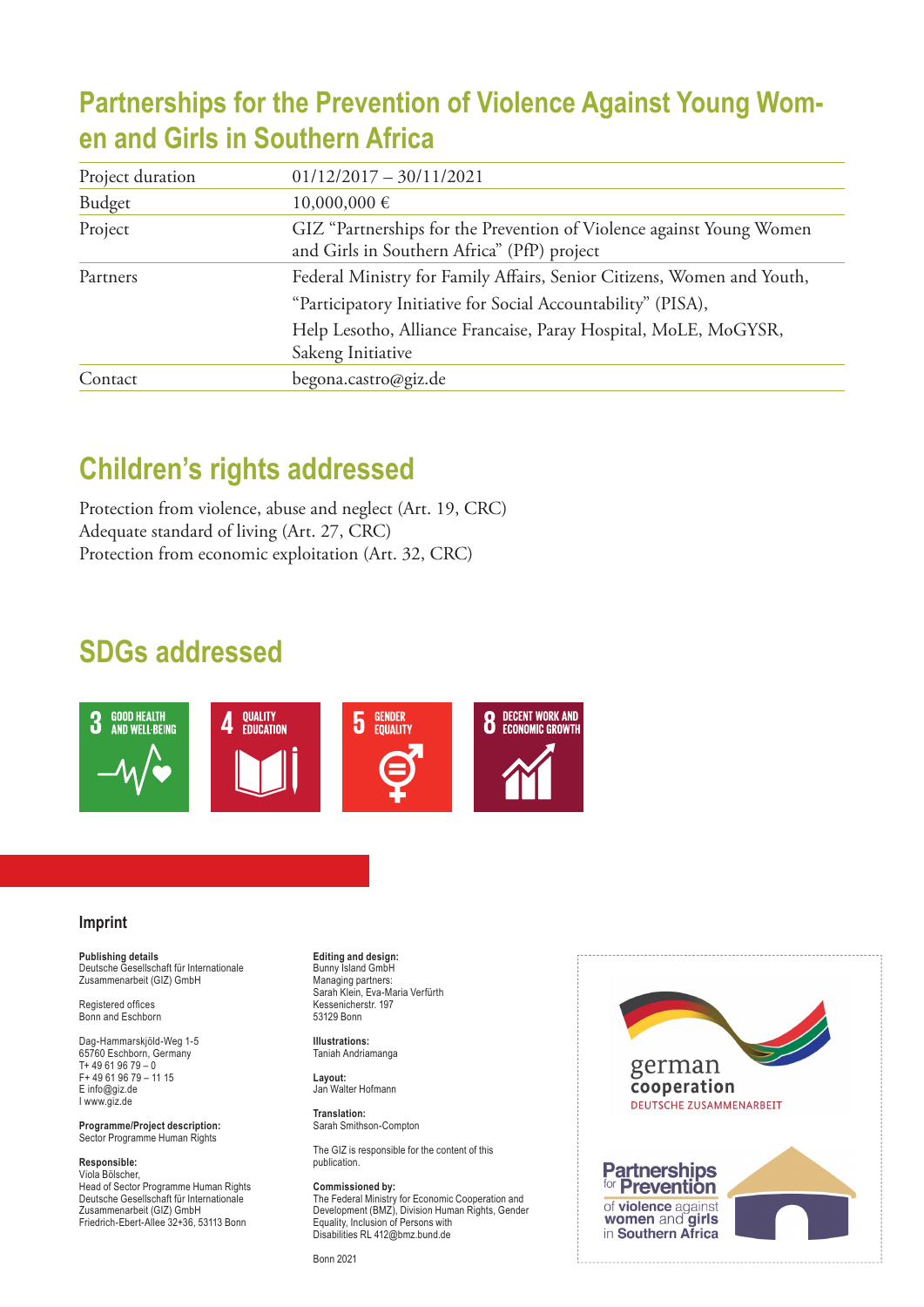## Partnerships for the Prevention of Violence Against Young Women and Girls in Southern Africa

| | |
|---|---|
| Project duration | 01/12/2017 – 30/11/2021 |
| Budget | 10,000,000 € |
| Project | GIZ “Partnerships for the Prevention of Violence against Young Women and Girls in Southern Africa” (PfP) project |
| Partners | Federal Ministry for Family Affairs, Senior Citizens, Women and Youth, “Participatory Initiative for Social Accountability” (PISA), Help Lesotho, Alliance Francaise, Paray Hospital, MoLE, MoGYSR, Sakeng Initiative |
| Contact | begona.castro@giz.de |

## Children’s rights addressed

Protection from violence, abuse and neglect (Art. 19, CRC)
Adequate standard of living (Art. 27, CRC)
Protection from economic exploitation (Art. 32, CRC)

## SDGs addressed

3 GOOD HEALTH AND WELL-BEING
4 QUALITY EDUCATION
5 GENDER EQUALITY
8 DECENT WORK AND ECONOMIC GROWTH

### Imprint

**Publishing details**
Deutsche Gesellschaft für Internationale Zusammenarbeit (GIZ) GmbH

Registered offices
Bonn and Eschborn

Dag-Hammarskjöld-Weg 1-5
65760 Eschborn, Germany
T+ 49 61 96 79 – 0
F+ 49 61 96 79 – 11 15
E info@giz.de
I www.giz.de

**Programme/Project description:**
Sector Programme Human Rights

**Responsible:**
Viola Bölscher,
Head of Sector Programme Human Rights
Deutsche Gesellschaft für Internationale Zusammenarbeit (GIZ) GmbH
Friedrich-Ebert-Allee 32+36, 53113 Bonn

**Editing and design:**
Bunny Island GmbH
Managing partners:
Sarah Klein, Eva-Maria Verfürth
Kessenicherstr. 197
53129 Bonn

**Illustrations:**
Taniah Andriamanga

**Layout:**
Jan Walter Hofmann

**Translation:**
Sarah Smithson-Compton

The GIZ is responsible for the content of this publication.

**Commissioned by:**
The Federal Ministry for Economic Cooperation and Development (BMZ), Division Human Rights, Gender Equality, Inclusion of Persons with Disabilities RL 412@bmz.bund.de

Bonn 2021

german cooperation
DEUTSCHE ZUSAMMENARBEIT

Partnerships for Prevention of violence against women and girls in Southern Africa